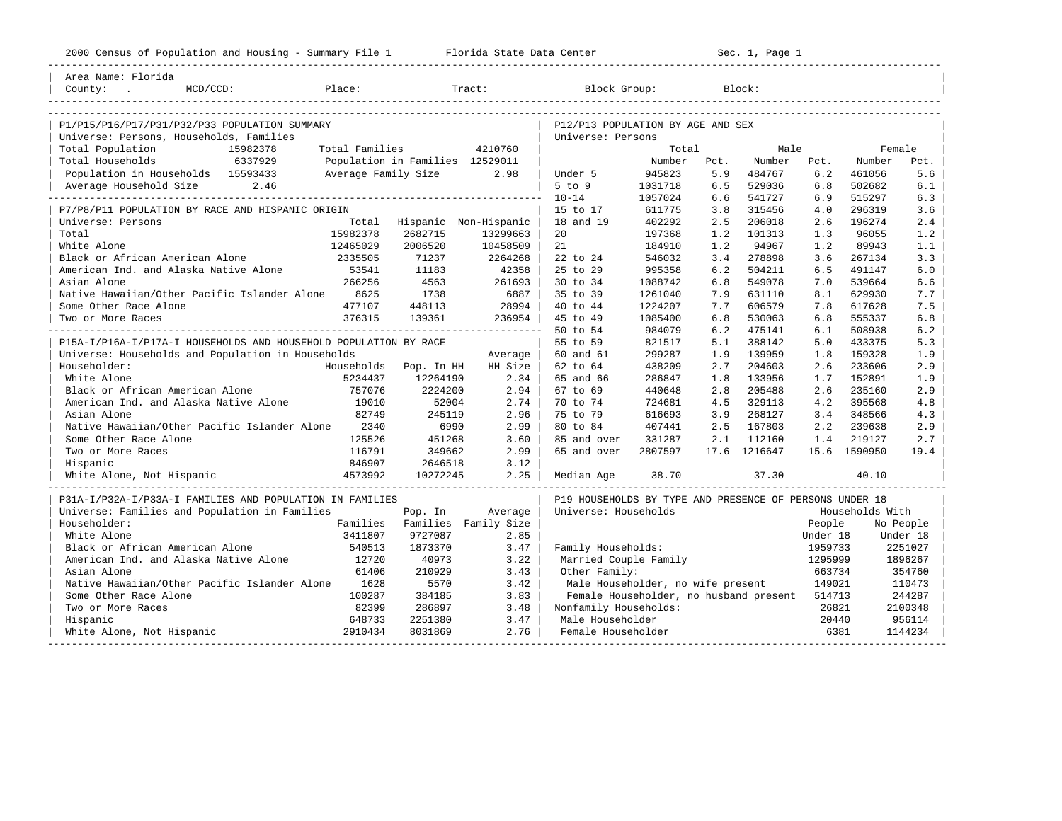2000 Census of Population and Housing - Summary File 1 Florida State Data Center

Area Name: Florida
County: . MCD/CCD: Place: Tract: Block Group: Block:

## P1/P15/P16/P17/P31/P32/P33 POPULATION SUMMARY

Universe: Persons, Households, Families

| | | | |
|---|---|---|---|
| Total Population | 15982378 | Total Families | 4210760 |
| Total Households | 6337929 | Population in Families | 12529011 |
| Population in Households | 15593433 | Average Family Size | 2.98 |
| Average Household Size | 2.46 | | |

## P7/P8/P11 POPULATION BY RACE AND HISPANIC ORIGIN

Universe: Persons

| | Total | Hispanic | Non-Hispanic |
|---|---|---|---|
| Total | 15982378 | 2682715 | 13299663 |
| White Alone | 12465029 | 2006520 | 10458509 |
| Black or African American Alone | 2335505 | 71237 | 2264268 |
| American Ind. and Alaska Native Alone | 53541 | 11183 | 42358 |
| Asian Alone | 266256 | 4563 | 261693 |
| Native Hawaiian/Other Pacific Islander Alone | 8625 | 1738 | 6887 |
| Some Other Race Alone | 477107 | 448113 | 28994 |
| Two or More Races | 376315 | 139361 | 236954 |

## P15A-I/P16A-I/P17A-I HOUSEHOLDS AND HOUSEHOLD POPULATION BY RACE

Universe: Households and Population in Households

| Householder: | Households | Pop. In HH | Average HH Size |
|---|---|---|---|
| White Alone | 5234437 | 12264190 | 2.34 |
| Black or African American Alone | 757076 | 2224200 | 2.94 |
| American Ind. and Alaska Native Alone | 19010 | 52004 | 2.74 |
| Asian Alone | 82749 | 245119 | 2.96 |
| Native Hawaiian/Other Pacific Islander Alone | 2340 | 6990 | 2.99 |
| Some Other Race Alone | 125526 | 451268 | 3.60 |
| Two or More Races | 116791 | 349662 | 2.99 |
| Hispanic | 846907 | 2646518 | 3.12 |
| White Alone, Not Hispanic | 4573992 | 10272245 | 2.25 |

## P31A-I/P32A-I/P33A-I FAMILIES AND POPULATION IN FAMILIES

Universe: Families and Population in Families

| Householder: | Families | Pop. In Families | Average Family Size |
|---|---|---|---|
| White Alone | 3411807 | 9727087 | 2.85 |
| Black or African American Alone | 540513 | 1873370 | 3.47 |
| American Ind. and Alaska Native Alone | 12720 | 40973 | 3.22 |
| Asian Alone | 61406 | 210929 | 3.43 |
| Native Hawaiian/Other Pacific Islander Alone | 1628 | 5570 | 3.42 |
| Some Other Race Alone | 100287 | 384185 | 3.83 |
| Two or More Races | 82399 | 286897 | 3.48 |
| Hispanic | 648733 | 2251380 | 3.47 |
| White Alone, Not Hispanic | 2910434 | 8031869 | 2.76 |

## P12/P13 POPULATION BY AGE AND SEX

Universe: Persons

| | Total Number | Total Pct. | Male Number | Male Pct. | Female Number | Female Pct. |
|---|---|---|---|---|---|---|
| Under 5 | 945823 | 5.9 | 484767 | 6.2 | 461056 | 5.6 |
| 5 to 9 | 1031718 | 6.5 | 529036 | 6.8 | 502682 | 6.1 |
| 10-14 | 1057024 | 6.6 | 541727 | 6.9 | 515297 | 6.3 |
| 15 to 17 | 611775 | 3.8 | 315456 | 4.0 | 296319 | 3.6 |
| 18 and 19 | 402292 | 2.5 | 206018 | 2.6 | 196274 | 2.4 |
| 20 | 197368 | 1.2 | 101313 | 1.3 | 96055 | 1.2 |
| 21 | 184910 | 1.2 | 94967 | 1.2 | 89943 | 1.1 |
| 22 to 24 | 546032 | 3.4 | 278898 | 3.6 | 267134 | 3.3 |
| 25 to 29 | 995358 | 6.2 | 504211 | 6.5 | 491147 | 6.0 |
| 30 to 34 | 1088742 | 6.8 | 549078 | 7.0 | 539664 | 6.6 |
| 35 to 39 | 1261040 | 7.9 | 631110 | 8.1 | 629930 | 7.7 |
| 40 to 44 | 1224207 | 7.7 | 606579 | 7.8 | 617628 | 7.5 |
| 45 to 49 | 1085400 | 6.8 | 530063 | 6.8 | 555337 | 6.8 |
| 50 to 54 | 984079 | 6.2 | 475141 | 6.1 | 508938 | 6.2 |
| 55 to 59 | 821517 | 5.1 | 388142 | 5.0 | 433375 | 5.3 |
| 60 and 61 | 299287 | 1.9 | 139959 | 1.8 | 159328 | 1.9 |
| 62 to 64 | 438209 | 2.7 | 204603 | 2.6 | 233606 | 2.9 |
| 65 and 66 | 286847 | 1.8 | 133956 | 1.7 | 152891 | 1.9 |
| 67 to 69 | 440648 | 2.8 | 205488 | 2.6 | 235160 | 2.9 |
| 70 to 74 | 724681 | 4.5 | 329113 | 4.2 | 395568 | 4.8 |
| 75 to 79 | 616693 | 3.9 | 268127 | 3.4 | 348566 | 4.3 |
| 80 to 84 | 407441 | 2.5 | 167803 | 2.2 | 239638 | 2.9 |
| 85 and over | 331287 | 2.1 | 112160 | 1.4 | 219127 | 2.7 |
| 65 and over | 2807597 | 17.6 | 1216647 | 15.6 | 1590950 | 19.4 |
| Median Age | 38.70 | | 37.30 | | 40.10 | |

## P19 HOUSEHOLDS BY TYPE AND PRESENCE OF PERSONS UNDER 18

Universe: Households

| | Households With People Under 18 | Households With No People Under 18 |
|---|---|---|
| Family Households: | 1959733 | 2251027 |
| Married Couple Family | 1295999 | 1896267 |
| Other Family: | 663734 | 354760 |
| Male Householder, no wife present | 149021 | 110473 |
| Female Householder, no husband present | 514713 | 244287 |
| Nonfamily Households: | 26821 | 2100348 |
| Male Householder | 20440 | 956114 |
| Female Householder | 6381 | 1144234 |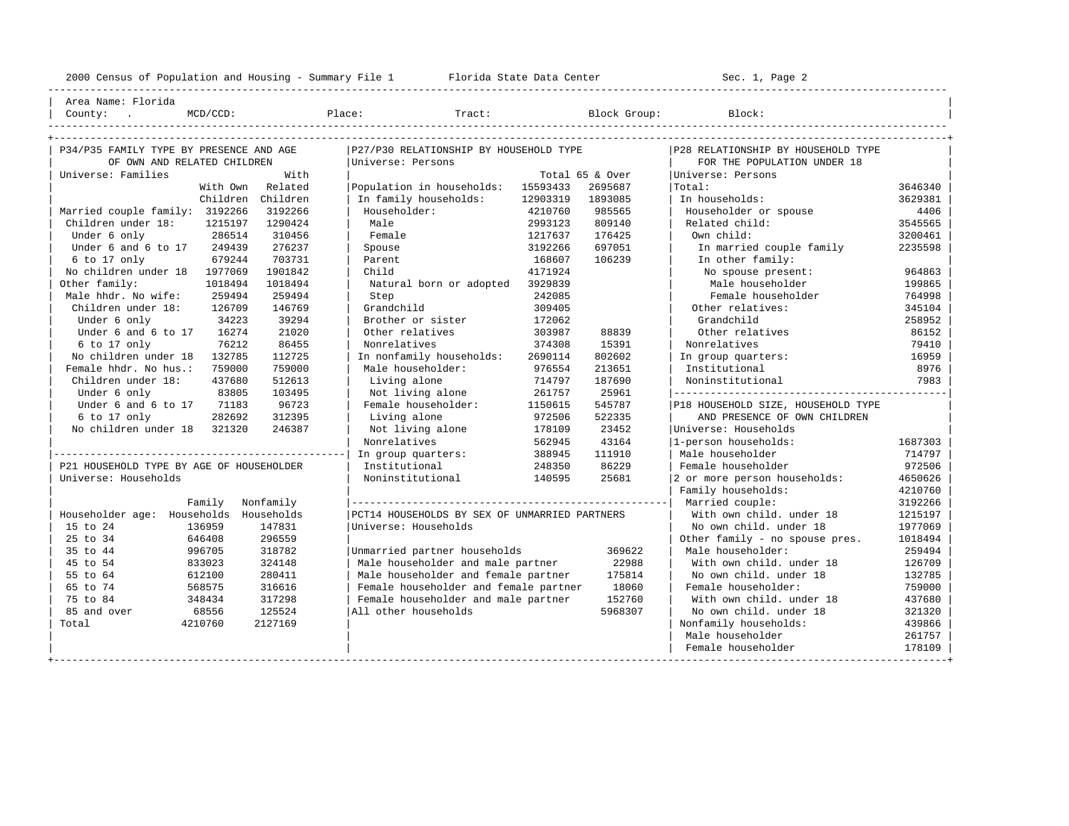Area Name: Florida
County: . MCD/CCD: Place: Tract: Block Group: Block:

## P34/P35 FAMILY TYPE BY PRESENCE AND AGE OF OWN AND RELATED CHILDREN

Universe: Families

| | With Own Children | With Related Children |
|---|---|---|
| Married couple family: | 3192266 | 3192266 |
| Children under 18: | 1215197 | 1290424 |
| Under 6 only | 286514 | 310456 |
| Under 6 and 6 to 17 | 249439 | 276237 |
| 6 to 17 only | 679244 | 703731 |
| No children under 18 | 1977069 | 1901842 |
| Other family: | 1018494 | 1018494 |
| Male hhdr. No wife: | 259494 | 259494 |
| Children under 18: | 126709 | 146769 |
| Under 6 only | 34223 | 39294 |
| Under 6 and 6 to 17 | 16274 | 21020 |
| 6 to 17 only | 76212 | 86455 |
| No children under 18 | 132785 | 112725 |
| Female hhdr. No hus.: | 759000 | 759000 |
| Children under 18: | 437680 | 512613 |
| Under 6 only | 83805 | 103495 |
| Under 6 and 6 to 17 | 71183 | 96723 |
| 6 to 17 only | 282692 | 312395 |
| No children under 18 | 321320 | 246387 |

## P21 HOUSEHOLD TYPE BY AGE OF HOUSEHOLDER

Universe: Households

| Householder age: | Family Households | Nonfamily Households |
|---|---|---|
| 15 to 24 | 136959 | 147831 |
| 25 to 34 | 646408 | 296559 |
| 35 to 44 | 996705 | 318782 |
| 45 to 54 | 833023 | 324148 |
| 55 to 64 | 612100 | 280411 |
| 65 to 74 | 568575 | 316616 |
| 75 to 84 | 348434 | 317298 |
| 85 and over | 68556 | 125524 |
| Total | 4210760 | 2127169 |

## P27/P30 RELATIONSHIP BY HOUSEHOLD TYPE

Universe: Persons

| | Total | 65 & Over |
|---|---|---|
| Population in households: | 15593433 | 2695687 |
| In family households: | 12903319 | 1893085 |
| Householder: | 4210760 | 985565 |
| Male | 2993123 | 809140 |
| Female | 1217637 | 176425 |
| Spouse | 3192266 | 697051 |
| Parent | 168607 | 106239 |
| Child | 4171924 | |
| Natural born or adopted | 3929839 | |
| Step | 242085 | |
| Grandchild | 309405 | |
| Brother or sister | 172062 | |
| Other relatives | 303987 | 88839 |
| Nonrelatives | 374308 | 15391 |
| In nonfamily households: | 2690114 | 802602 |
| Male householder: | 976554 | 213651 |
| Living alone | 714797 | 187690 |
| Not living alone | 261757 | 25961 |
| Female householder: | 1150615 | 545787 |
| Living alone | 972506 | 522335 |
| Not living alone | 178109 | 23452 |
| Nonrelatives | 562945 | 43164 |
| In group quarters: | 388945 | 111910 |
| Institutional | 248350 | 86229 |
| Noninstitutional | 140595 | 25681 |

## PCT14 HOUSEHOLDS BY SEX OF UNMARRIED PARTNERS

Universe: Households

| | |
|---|---|
| Unmarried partner households | 369622 |
| Male householder and male partner | 22988 |
| Male householder and female partner | 175814 |
| Female householder and female partner | 18060 |
| Female householder and male partner | 152760 |
| All other households | 5968307 |

## P28 RELATIONSHIP BY HOUSEHOLD TYPE FOR THE POPULATION UNDER 18

Universe: Persons

| | |
|---|---|
| Total: | 3646340 |
| In households: | 3629381 |
| Householder or spouse | 4406 |
| Related child: | 3545565 |
| Own child: | 3200461 |
| In married couple family | 2235598 |
| In other family: | |
| No spouse present: | 964863 |
| Male householder | 199865 |
| Female householder | 764998 |
| Other relatives: | 345104 |
| Grandchild | 258952 |
| Other relatives | 86152 |
| Nonrelatives | 79410 |
| In group quarters: | 16959 |
| Institutional | 8976 |
| Noninstitutional | 7983 |

## P18 HOUSEHOLD SIZE, HOUSEHOLD TYPE AND PRESENCE OF OWN CHILDREN

Universe: Households

| | |
|---|---|
| 1-person households: | 1687303 |
| Male householder | 714797 |
| Female householder | 972506 |
| 2 or more person households: | 4650626 |
| Family households: | 4210760 |
| Married couple: | 3192266 |
| With own child. under 18 | 1215197 |
| No own child. under 18 | 1977069 |
| Other family - no spouse pres. | 1018494 |
| Male householder: | 259494 |
| With own child. under 18 | 126709 |
| No own child. under 18 | 132785 |
| Female householder: | 759000 |
| With own child. under 18 | 437680 |
| No own child. under 18 | 321320 |
| Nonfamily households: | 439866 |
| Male householder | 261757 |
| Female householder | 178109 |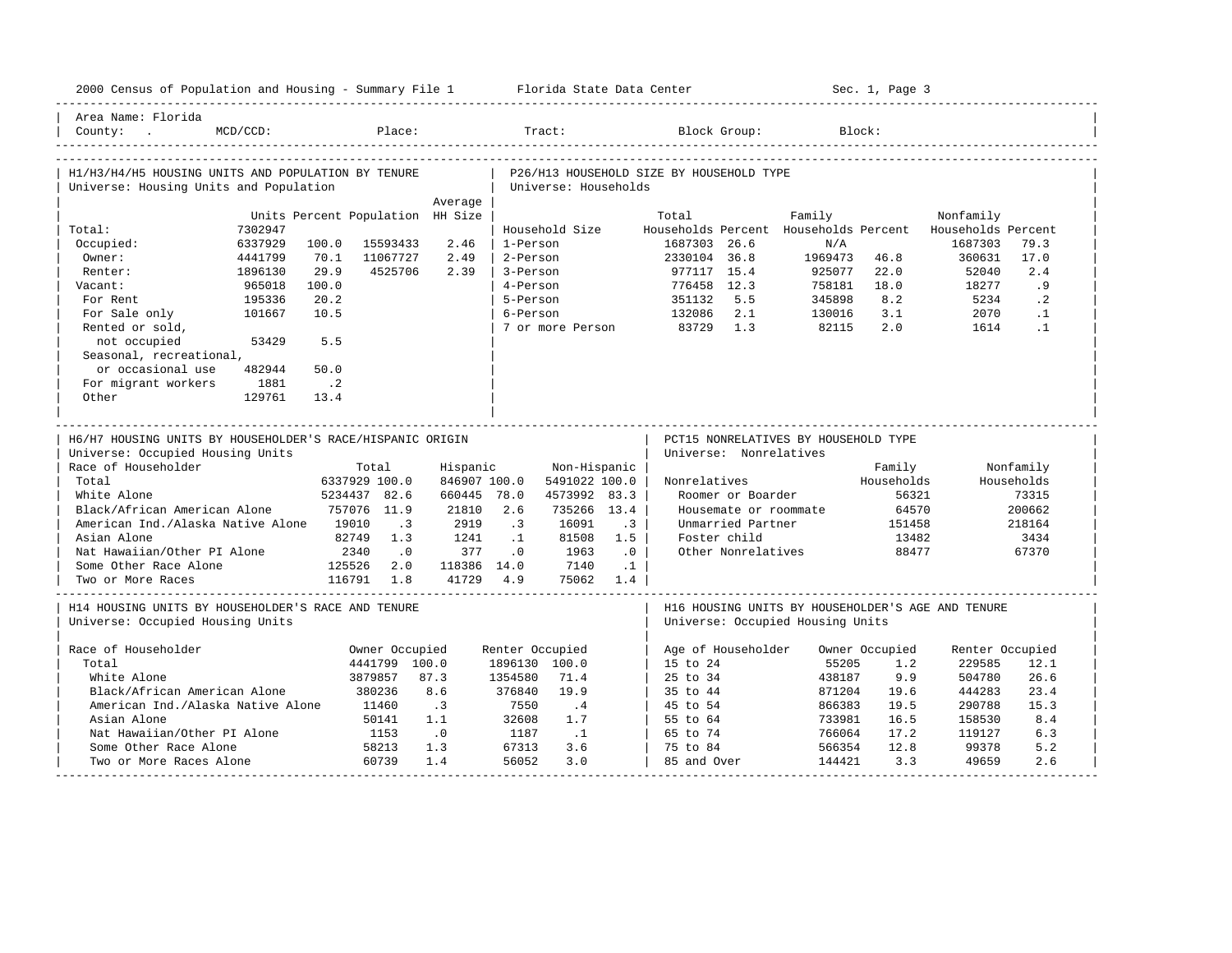Area Name: Florida

County: . MCD/CCD: Place: Tract: Block Group: Block:

## H1/H3/H4/H5 HOUSING UNITS AND POPULATION BY TENURE

Universe: Housing Units and Population

| | Units | Percent | Population | Average HH Size |
|---|---|---|---|---|
| Total: | 7302947 | | | |
| Occupied: | 6337929 | 100.0 | 15593433 | 2.46 |
| Owner: | 4441799 | 70.1 | 11067727 | 2.49 |
| Renter: | 1896130 | 29.9 | 4525706 | 2.39 |
| Vacant: | 965018 | 100.0 | | |
| For Rent | 195336 | 20.2 | | |
| For Sale only | 101667 | 10.5 | | |
| Rented or sold, not occupied | 53429 | 5.5 | | |
| Seasonal, recreational, or occasional use | 482944 | 50.0 | | |
| For migrant workers | 1881 | .2 | | |
| Other | 129761 | 13.4 | | |

## P26/H13 HOUSEHOLD SIZE BY HOUSEHOLD TYPE

Universe: Households

| Household Size | Total Households | Percent | Family Households | Percent | Nonfamily Households | Percent |
|---|---|---|---|---|---|---|
| 1-Person | 1687303 | 26.6 | N/A | | 1687303 | 79.3 |
| 2-Person | 2330104 | 36.8 | 1969473 | 46.8 | 360631 | 17.0 |
| 3-Person | 977117 | 15.4 | 925077 | 22.0 | 52040 | 2.4 |
| 4-Person | 776458 | 12.3 | 758181 | 18.0 | 18277 | .9 |
| 5-Person | 351132 | 5.5 | 345898 | 8.2 | 5234 | .2 |
| 6-Person | 132086 | 2.1 | 130016 | 3.1 | 2070 | .1 |
| 7 or more Person | 83729 | 1.3 | 82115 | 2.0 | 1614 | .1 |

## H6/H7 HOUSING UNITS BY HOUSEHOLDER'S RACE/HISPANIC ORIGIN

Universe: Occupied Housing Units

| Race of Householder | Total | | Hispanic | | Non-Hispanic | |
|---|---|---|---|---|---|---|
| Total | 6337929 | 100.0 | 846907 | 100.0 | 5491022 | 100.0 |
| White Alone | 5234437 | 82.6 | 660445 | 78.0 | 4573992 | 83.3 |
| Black/African American Alone | 757076 | 11.9 | 21810 | 2.6 | 735266 | 13.4 |
| American Ind./Alaska Native Alone | 19010 | .3 | 2919 | .3 | 16091 | .3 |
| Asian Alone | 82749 | 1.3 | 1241 | .1 | 81508 | 1.5 |
| Nat Hawaiian/Other PI Alone | 2340 | .0 | 377 | .0 | 1963 | .0 |
| Some Other Race Alone | 125526 | 2.0 | 118386 | 14.0 | 7140 | .1 |
| Two or More Races | 116791 | 1.8 | 41729 | 4.9 | 75062 | 1.4 |

## PCT15 NONRELATIVES BY HOUSEHOLD TYPE

Universe: Nonrelatives

| Nonrelatives | Family Households | Nonfamily Households |
|---|---|---|
| Roomer or Boarder | 56321 | 73315 |
| Housemate or roommate | 64570 | 200662 |
| Unmarried Partner | 151458 | 218164 |
| Foster child | 13482 | 3434 |
| Other Nonrelatives | 88477 | 67370 |

## H14 HOUSING UNITS BY HOUSEHOLDER'S RACE AND TENURE

Universe: Occupied Housing Units

| Race of Householder | Owner Occupied | | Renter Occupied | |
|---|---|---|---|---|
| Total | 4441799 | 100.0 | 1896130 | 100.0 |
| White Alone | 3879857 | 87.3 | 1354580 | 71.4 |
| Black/African American Alone | 380236 | 8.6 | 376840 | 19.9 |
| American Ind./Alaska Native Alone | 11460 | .3 | 7550 | .4 |
| Asian Alone | 50141 | 1.1 | 32608 | 1.7 |
| Nat Hawaiian/Other PI Alone | 1153 | .0 | 1187 | .1 |
| Some Other Race Alone | 58213 | 1.3 | 67313 | 3.6 |
| Two or More Races Alone | 60739 | 1.4 | 56052 | 3.0 |

## H16 HOUSING UNITS BY HOUSEHOLDER'S AGE AND TENURE

Universe: Occupied Housing Units

| Age of Householder | Owner Occupied | | Renter Occupied | |
|---|---|---|---|---|
| 15 to 24 | 55205 | 1.2 | 229585 | 12.1 |
| 25 to 34 | 438187 | 9.9 | 504780 | 26.6 |
| 35 to 44 | 871204 | 19.6 | 444283 | 23.4 |
| 45 to 54 | 866383 | 19.5 | 290788 | 15.3 |
| 55 to 64 | 733981 | 16.5 | 158530 | 8.4 |
| 65 to 74 | 766064 | 17.2 | 119127 | 6.3 |
| 75 to 84 | 566354 | 12.8 | 99378 | 5.2 |
| 85 and Over | 144421 | 3.3 | 49659 | 2.6 |